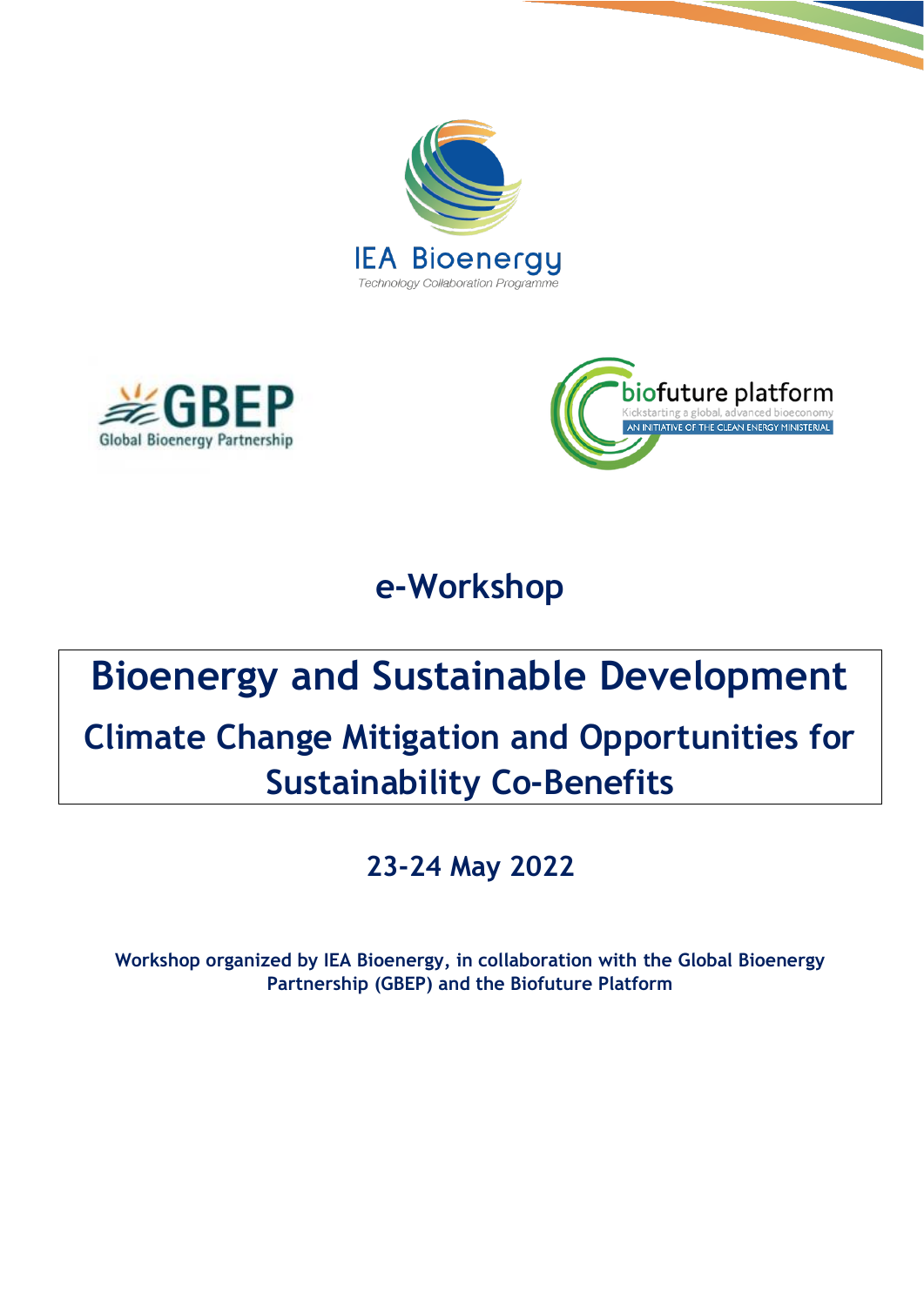IEA Bioenergy
Technology Collaboration Programme

GBEP
Global Bioenergy Partnership

biofuture platform
Kickstarting a global, advanced bioeconomy
AN INITIATIVE OF THE CLEAN ENERGY MINISTERIAL

# e-Workshop

# Bioenergy and Sustainable Development

## Climate Change Mitigation and Opportunities for Sustainability Co-Benefits

### 23-24 May 2022

**Workshop organized by IEA Bioenergy, in collaboration with the Global Bioenergy Partnership (GBEP) and the Biofuture Platform**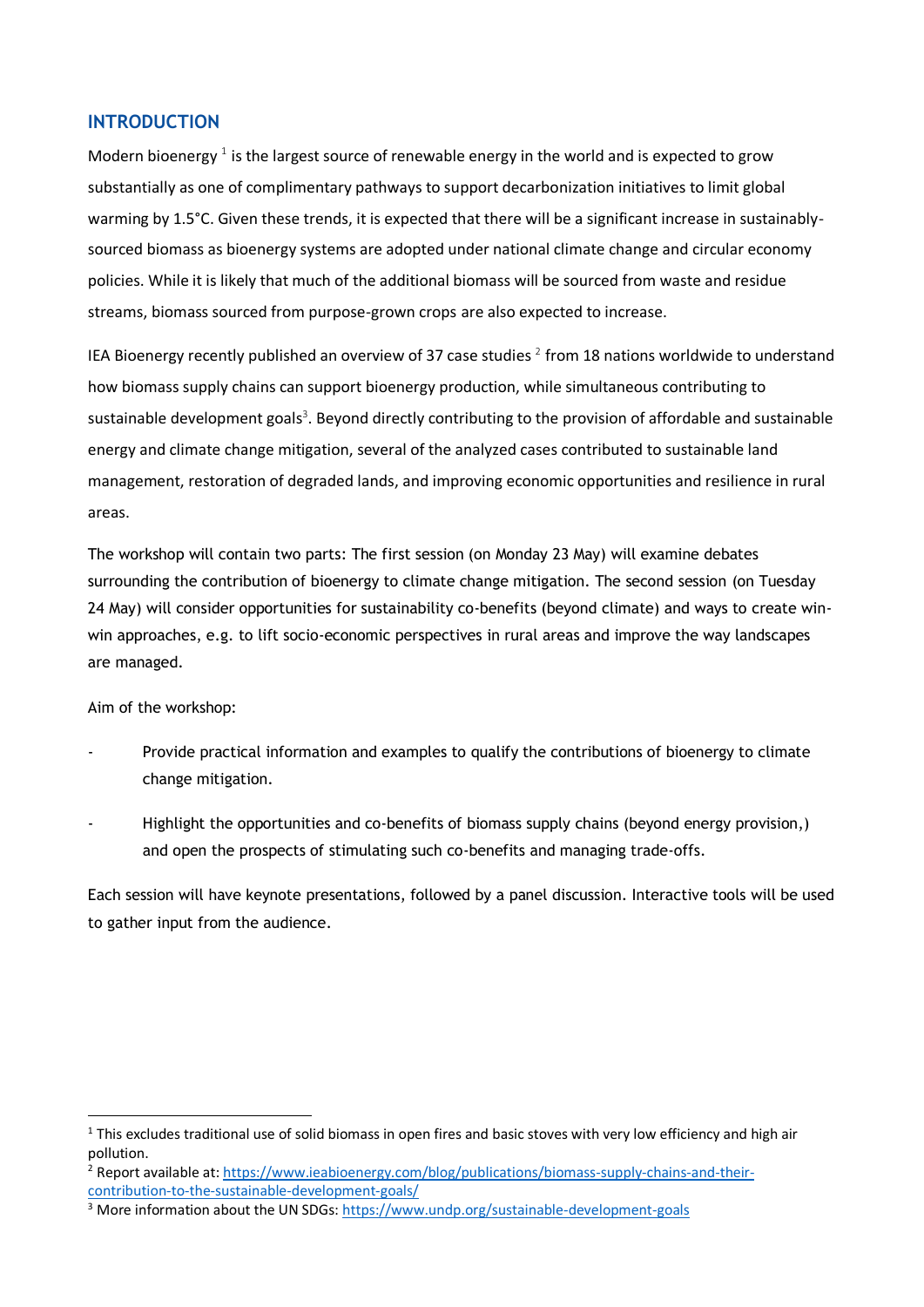## INTRODUCTION

Modern bioenergy [1] is the largest source of renewable energy in the world and is expected to grow substantially as one of complimentary pathways to support decarbonization initiatives to limit global warming by 1.5°C. Given these trends, it is expected that there will be a significant increase in sustainably-sourced biomass as bioenergy systems are adopted under national climate change and circular economy policies. While it is likely that much of the additional biomass will be sourced from waste and residue streams, biomass sourced from purpose-grown crops are also expected to increase.

IEA Bioenergy recently published an overview of 37 case studies [2] from 18 nations worldwide to understand how biomass supply chains can support bioenergy production, while simultaneous contributing to sustainable development goals[3]. Beyond directly contributing to the provision of affordable and sustainable energy and climate change mitigation, several of the analyzed cases contributed to sustainable land management, restoration of degraded lands, and improving economic opportunities and resilience in rural areas.

The workshop will contain two parts: The first session (on Monday 23 May) will examine debates surrounding the contribution of bioenergy to climate change mitigation. The second session (on Tuesday 24 May) will consider opportunities for sustainability co-benefits (beyond climate) and ways to create win-win approaches, e.g. to lift socio-economic perspectives in rural areas and improve the way landscapes are managed.

Aim of the workshop:

- Provide practical information and examples to qualify the contributions of bioenergy to climate change mitigation.
- Highlight the opportunities and co-benefits of biomass supply chains (beyond energy provision,) and open the prospects of stimulating such co-benefits and managing trade-offs.

Each session will have keynote presentations, followed by a panel discussion. Interactive tools will be used to gather input from the audience.

---

[1] This excludes traditional use of solid biomass in open fires and basic stoves with very low efficiency and high air pollution.

[2] Report available at: https://www.ieabioenergy.com/blog/publications/biomass-supply-chains-and-their-contribution-to-the-sustainable-development-goals/

[3] More information about the UN SDGs: https://www.undp.org/sustainable-development-goals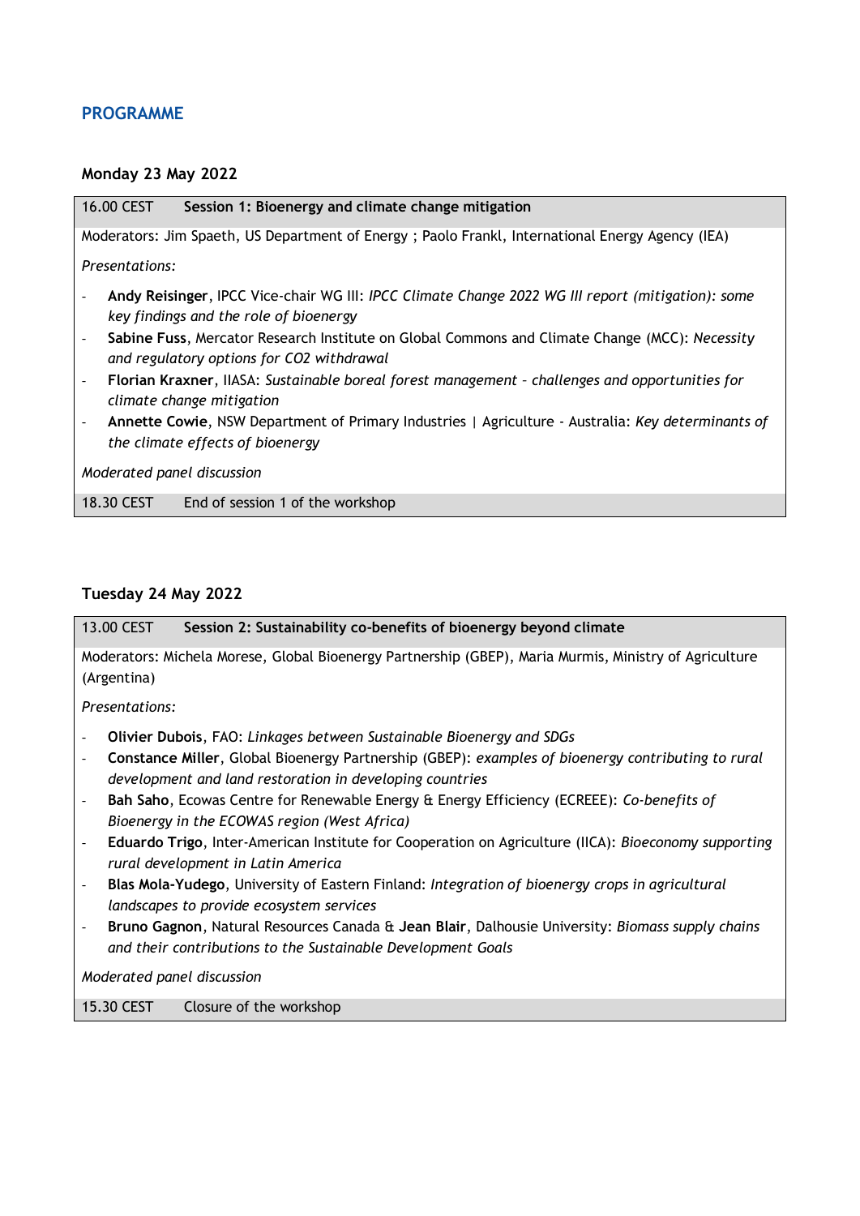## PROGRAMME

### Monday 23 May 2022

**16.00 CEST** **Session 1: Bioenergy and climate change mitigation**

Moderators: Jim Spaeth, US Department of Energy ; Paolo Frankl, International Energy Agency (IEA)

*Presentations:*

- **Andy Reisinger**, IPCC Vice-chair WG III: *IPCC Climate Change 2022 WG III report (mitigation): some key findings and the role of bioenergy*
- **Sabine Fuss**, Mercator Research Institute on Global Commons and Climate Change (MCC): *Necessity and regulatory options for CO2 withdrawal*
- **Florian Kraxner**, IIASA: *Sustainable boreal forest management – challenges and opportunities for climate change mitigation*
- **Annette Cowie**, NSW Department of Primary Industries | Agriculture - Australia: *Key determinants of the climate effects of bioenergy*

*Moderated panel discussion*

**18.30 CEST** End of session 1 of the workshop

### Tuesday 24 May 2022

**13.00 CEST** **Session 2: Sustainability co-benefits of bioenergy beyond climate**

Moderators: Michela Morese, Global Bioenergy Partnership (GBEP), Maria Murmis, Ministry of Agriculture (Argentina)

*Presentations:*

- **Olivier Dubois**, FAO: *Linkages between Sustainable Bioenergy and SDGs*
- **Constance Miller**, Global Bioenergy Partnership (GBEP): *examples of bioenergy contributing to rural development and land restoration in developing countries*
- **Bah Saho**, Ecowas Centre for Renewable Energy & Energy Efficiency (ECREEE): *Co-benefits of Bioenergy in the ECOWAS region (West Africa)*
- **Eduardo Trigo**, Inter-American Institute for Cooperation on Agriculture (IICA): *Bioeconomy supporting rural development in Latin America*
- **Blas Mola-Yudego**, University of Eastern Finland: *Integration of bioenergy crops in agricultural landscapes to provide ecosystem services*
- **Bruno Gagnon**, Natural Resources Canada & **Jean Blair**, Dalhousie University: *Biomass supply chains and their contributions to the Sustainable Development Goals*

*Moderated panel discussion*

**15.30 CEST** Closure of the workshop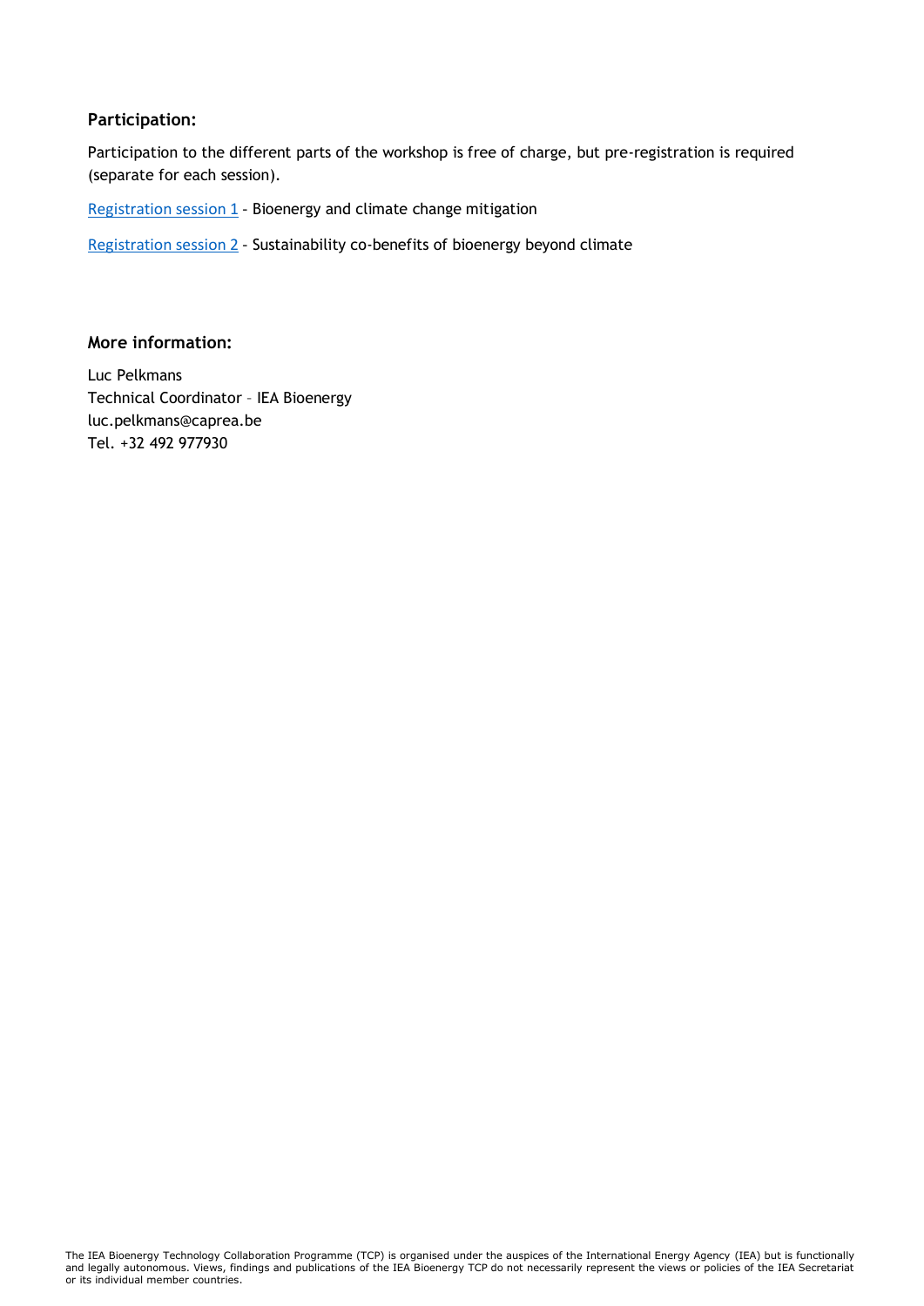### Participation:

Participation to the different parts of the workshop is free of charge, but pre-registration is required (separate for each session).

Registration session 1 - Bioenergy and climate change mitigation

Registration session 2 - Sustainability co-benefits of bioenergy beyond climate

### More information:

Luc Pelkmans  
Technical Coordinator – IEA Bioenergy  
luc.pelkmans@caprea.be  
Tel. +32 492 977930

The IEA Bioenergy Technology Collaboration Programme (TCP) is organised under the auspices of the International Energy Agency (IEA) but is functionally and legally autonomous. Views, findings and publications of the IEA Bioenergy TCP do not necessarily represent the views or policies of the IEA Secretariat or its individual member countries.